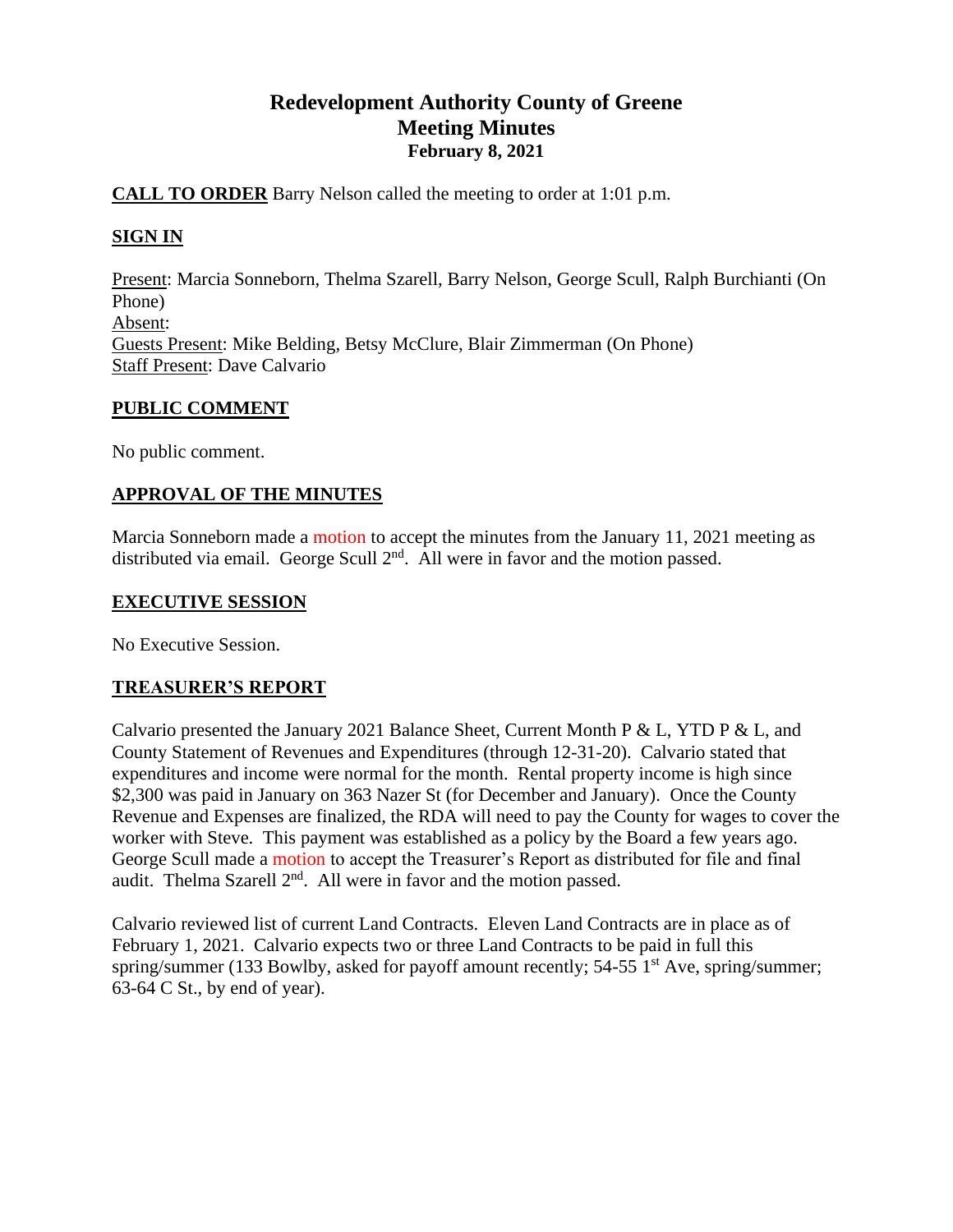# Redevelopment Authority County of Greene
## Meeting Minutes
### February 8, 2021

**CALL TO ORDER** Barry Nelson called the meeting to order at 1:01 p.m.

**SIGN IN**

Present: Marcia Sonneborn, Thelma Szarell, Barry Nelson, George Scull, Ralph Burchianti (On Phone)
Absent:
Guests Present: Mike Belding, Betsy McClure, Blair Zimmerman (On Phone)
Staff Present: Dave Calvario

**PUBLIC COMMENT**

No public comment.

**APPROVAL OF THE MINUTES**

Marcia Sonneborn made a motion to accept the minutes from the January 11, 2021 meeting as distributed via email. George Scull 2nd. All were in favor and the motion passed.

**EXECUTIVE SESSION**

No Executive Session.

**TREASURER'S REPORT**

Calvario presented the January 2021 Balance Sheet, Current Month P & L, YTD P & L, and County Statement of Revenues and Expenditures (through 12-31-20). Calvario stated that expenditures and income were normal for the month. Rental property income is high since $2,300 was paid in January on 363 Nazer St (for December and January). Once the County Revenue and Expenses are finalized, the RDA will need to pay the County for wages to cover the worker with Steve. This payment was established as a policy by the Board a few years ago. George Scull made a motion to accept the Treasurer's Report as distributed for file and final audit. Thelma Szarell 2nd. All were in favor and the motion passed.

Calvario reviewed list of current Land Contracts. Eleven Land Contracts are in place as of February 1, 2021. Calvario expects two or three Land Contracts to be paid in full this spring/summer (133 Bowlby, asked for payoff amount recently; 54-55 1st Ave, spring/summer; 63-64 C St., by end of year).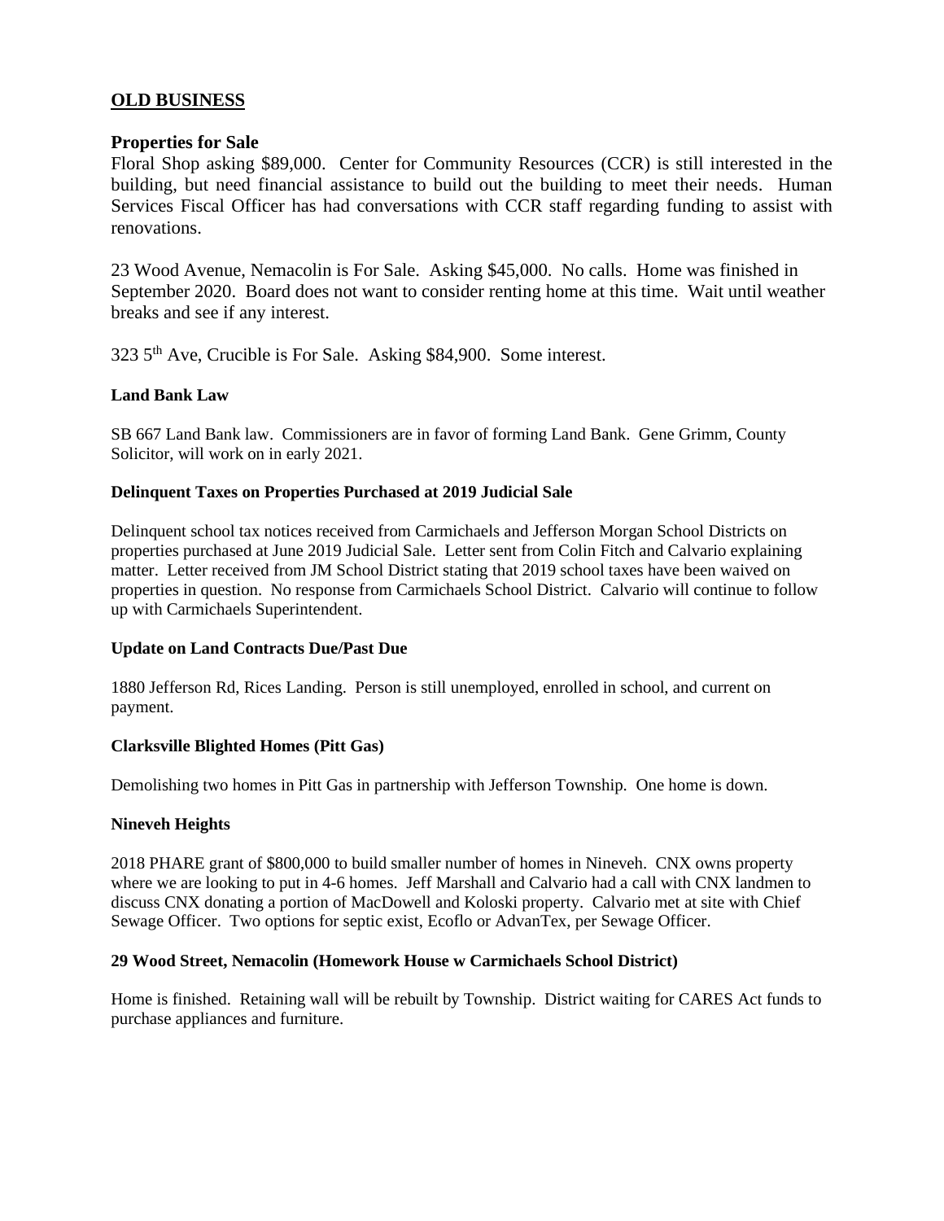## OLD BUSINESS

### Properties for Sale

Floral Shop asking $89,000. Center for Community Resources (CCR) is still interested in the building, but need financial assistance to build out the building to meet their needs. Human Services Fiscal Officer has had conversations with CCR staff regarding funding to assist with renovations.

23 Wood Avenue, Nemacolin is For Sale. Asking $45,000. No calls. Home was finished in September 2020. Board does not want to consider renting home at this time. Wait until weather breaks and see if any interest.

323 5th Ave, Crucible is For Sale. Asking $84,900. Some interest.

#### Land Bank Law

SB 667 Land Bank law. Commissioners are in favor of forming Land Bank. Gene Grimm, County Solicitor, will work on in early 2021.

#### Delinquent Taxes on Properties Purchased at 2019 Judicial Sale

Delinquent school tax notices received from Carmichaels and Jefferson Morgan School Districts on properties purchased at June 2019 Judicial Sale. Letter sent from Colin Fitch and Calvario explaining matter. Letter received from JM School District stating that 2019 school taxes have been waived on properties in question. No response from Carmichaels School District. Calvario will continue to follow up with Carmichaels Superintendent.

#### Update on Land Contracts Due/Past Due

1880 Jefferson Rd, Rices Landing. Person is still unemployed, enrolled in school, and current on payment.

#### Clarksville Blighted Homes (Pitt Gas)

Demolishing two homes in Pitt Gas in partnership with Jefferson Township. One home is down.

#### Nineveh Heights

2018 PHARE grant of $800,000 to build smaller number of homes in Nineveh. CNX owns property where we are looking to put in 4-6 homes. Jeff Marshall and Calvario had a call with CNX landmen to discuss CNX donating a portion of MacDowell and Koloski property. Calvario met at site with Chief Sewage Officer. Two options for septic exist, Ecoflo or AdvanTex, per Sewage Officer.

#### 29 Wood Street, Nemacolin (Homework House w Carmichaels School District)

Home is finished. Retaining wall will be rebuilt by Township. District waiting for CARES Act funds to purchase appliances and furniture.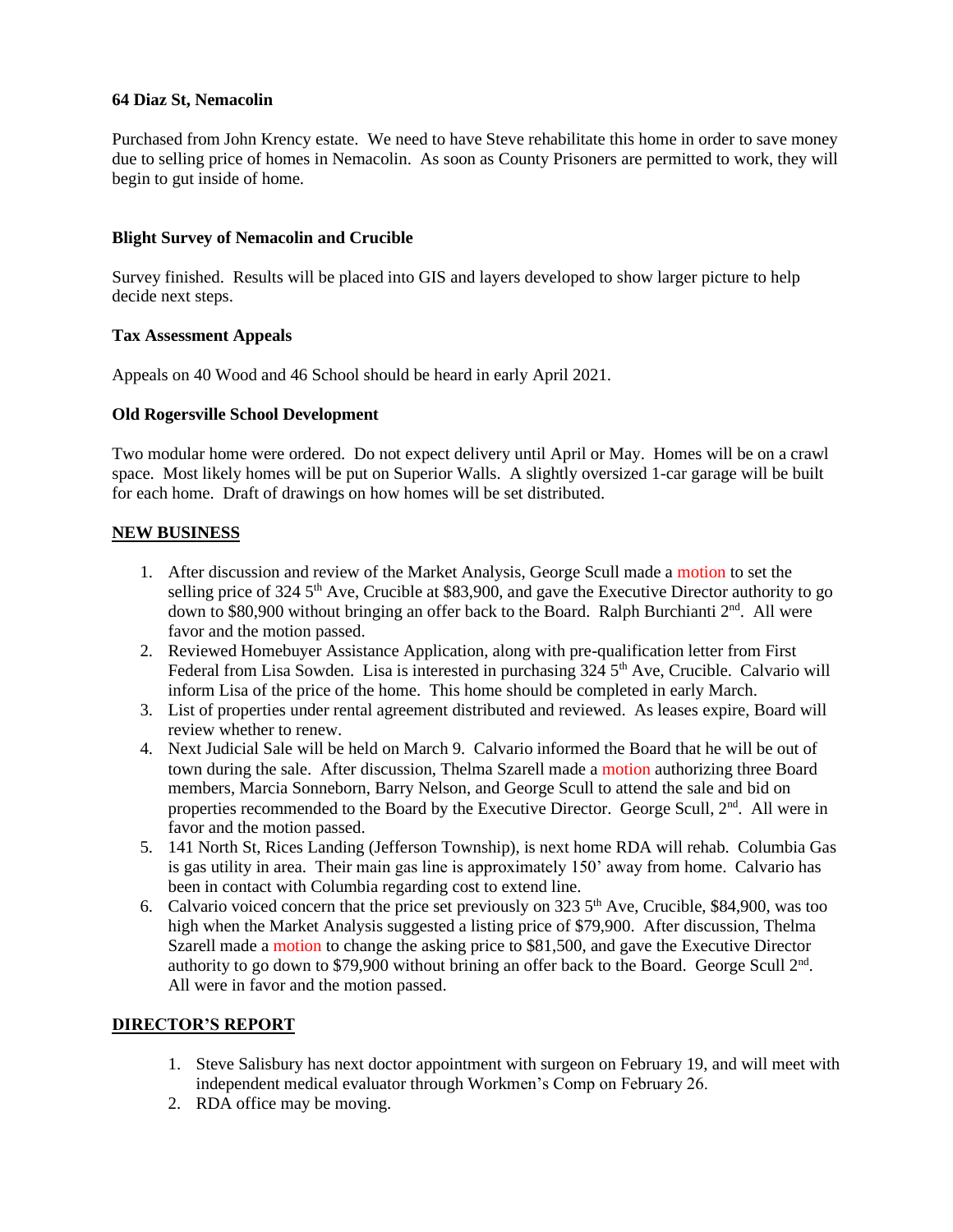**64 Diaz St, Nemacolin**

Purchased from John Krency estate. We need to have Steve rehabilitate this home in order to save money due to selling price of homes in Nemacolin. As soon as County Prisoners are permitted to work, they will begin to gut inside of home.

**Blight Survey of Nemacolin and Crucible**

Survey finished. Results will be placed into GIS and layers developed to show larger picture to help decide next steps.

**Tax Assessment Appeals**

Appeals on 40 Wood and 46 School should be heard in early April 2021.

**Old Rogersville School Development**

Two modular home were ordered. Do not expect delivery until April or May. Homes will be on a crawl space. Most likely homes will be put on Superior Walls. A slightly oversized 1-car garage will be built for each home. Draft of drawings on how homes will be set distributed.

**NEW BUSINESS**

1. After discussion and review of the Market Analysis, George Scull made a motion to set the selling price of 324 5th Ave, Crucible at $83,900, and gave the Executive Director authority to go down to $80,900 without bringing an offer back to the Board. Ralph Burchianti 2nd. All were favor and the motion passed.
2. Reviewed Homebuyer Assistance Application, along with pre-qualification letter from First Federal from Lisa Sowden. Lisa is interested in purchasing 324 5th Ave, Crucible. Calvario will inform Lisa of the price of the home. This home should be completed in early March.
3. List of properties under rental agreement distributed and reviewed. As leases expire, Board will review whether to renew.
4. Next Judicial Sale will be held on March 9. Calvario informed the Board that he will be out of town during the sale. After discussion, Thelma Szarell made a motion authorizing three Board members, Marcia Sonneborn, Barry Nelson, and George Scull to attend the sale and bid on properties recommended to the Board by the Executive Director. George Scull, 2nd. All were in favor and the motion passed.
5. 141 North St, Rices Landing (Jefferson Township), is next home RDA will rehab. Columbia Gas is gas utility in area. Their main gas line is approximately 150' away from home. Calvario has been in contact with Columbia regarding cost to extend line.
6. Calvario voiced concern that the price set previously on 323 5th Ave, Crucible, $84,900, was too high when the Market Analysis suggested a listing price of $79,900. After discussion, Thelma Szarell made a motion to change the asking price to $81,500, and gave the Executive Director authority to go down to $79,900 without brining an offer back to the Board. George Scull 2nd. All were in favor and the motion passed.

**DIRECTOR'S REPORT**

1. Steve Salisbury has next doctor appointment with surgeon on February 19, and will meet with independent medical evaluator through Workmen's Comp on February 26.
2. RDA office may be moving.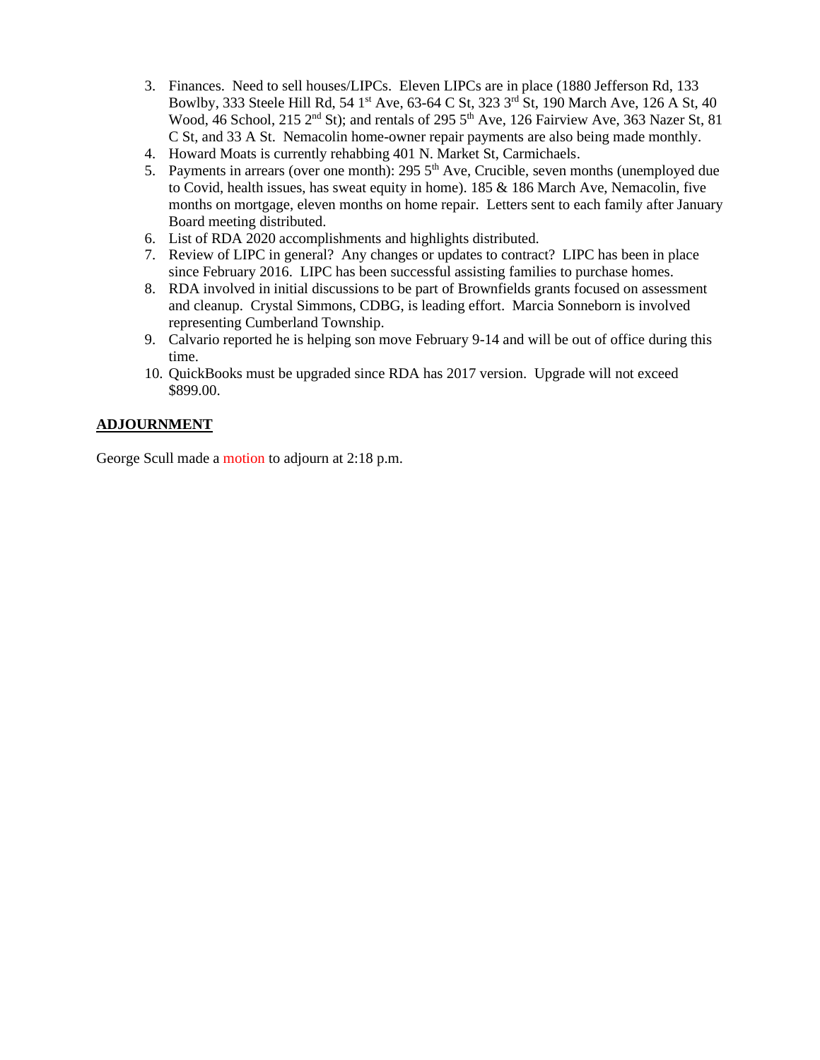3. Finances. Need to sell houses/LIPCs. Eleven LIPCs are in place (1880 Jefferson Rd, 133 Bowlby, 333 Steele Hill Rd, 54 1st Ave, 63-64 C St, 323 3rd St, 190 March Ave, 126 A St, 40 Wood, 46 School, 215 2nd St); and rentals of 295 5th Ave, 126 Fairview Ave, 363 Nazer St, 81 C St, and 33 A St. Nemacolin home-owner repair payments are also being made monthly.
4. Howard Moats is currently rehabbing 401 N. Market St, Carmichaels.
5. Payments in arrears (over one month): 295 5th Ave, Crucible, seven months (unemployed due to Covid, health issues, has sweat equity in home). 185 & 186 March Ave, Nemacolin, five months on mortgage, eleven months on home repair. Letters sent to each family after January Board meeting distributed.
6. List of RDA 2020 accomplishments and highlights distributed.
7. Review of LIPC in general? Any changes or updates to contract? LIPC has been in place since February 2016. LIPC has been successful assisting families to purchase homes.
8. RDA involved in initial discussions to be part of Brownfields grants focused on assessment and cleanup. Crystal Simmons, CDBG, is leading effort. Marcia Sonneborn is involved representing Cumberland Township.
9. Calvario reported he is helping son move February 9-14 and will be out of office during this time.
10. QuickBooks must be upgraded since RDA has 2017 version. Upgrade will not exceed $899.00.

**ADJOURNMENT**

George Scull made a motion to adjourn at 2:18 p.m.